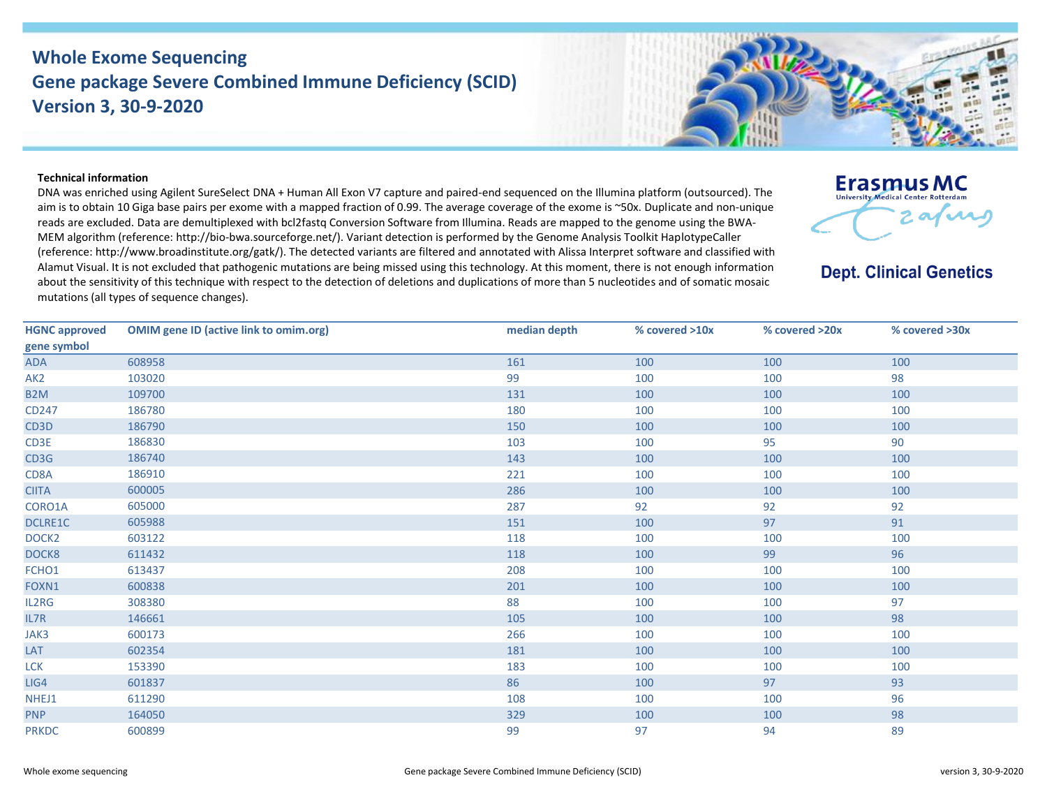# Whole Exome Sequencing
# Gene package Severe Combined Immune Deficiency (SCID)
# Version 3, 30-9-2020

Erasmus MC
University Medical Center Rotterdam

**Dept. Clinical Genetics**

**Technical information**

DNA was enriched using Agilent SureSelect DNA + Human All Exon V7 capture and paired-end sequenced on the Illumina platform (outsourced). The aim is to obtain 10 Giga base pairs per exome with a mapped fraction of 0.99. The average coverage of the exome is ~50x. Duplicate and non-unique reads are excluded. Data are demultiplexed with bcl2fastq Conversion Software from Illumina. Reads are mapped to the genome using the BWA-MEM algorithm (reference: http://bio-bwa.sourceforge.net/). Variant detection is performed by the Genome Analysis Toolkit HaplotypeCaller (reference: http://www.broadinstitute.org/gatk/). The detected variants are filtered and annotated with Alissa Interpret software and classified with Alamut Visual. It is not excluded that pathogenic mutations are being missed using this technology. At this moment, there is not enough information about the sensitivity of this technique with respect to the detection of deletions and duplications of more than 5 nucleotides and of somatic mosaic mutations (all types of sequence changes).

| HGNC approved gene symbol | OMIM gene ID (active link to omim.org) | median depth | % covered >10x | % covered >20x | % covered >30x |
|---|---|---|---|---|---|
| ADA | 608958 | 161 | 100 | 100 | 100 |
| AK2 | 103020 | 99 | 100 | 100 | 98 |
| B2M | 109700 | 131 | 100 | 100 | 100 |
| CD247 | 186780 | 180 | 100 | 100 | 100 |
| CD3D | 186790 | 150 | 100 | 100 | 100 |
| CD3E | 186830 | 103 | 100 | 95 | 90 |
| CD3G | 186740 | 143 | 100 | 100 | 100 |
| CD8A | 186910 | 221 | 100 | 100 | 100 |
| CIITA | 600005 | 286 | 100 | 100 | 100 |
| CORO1A | 605000 | 287 | 92 | 92 | 92 |
| DCLRE1C | 605988 | 151 | 100 | 97 | 91 |
| DOCK2 | 603122 | 118 | 100 | 100 | 100 |
| DOCK8 | 611432 | 118 | 100 | 99 | 96 |
| FCHO1 | 613437 | 208 | 100 | 100 | 100 |
| FOXN1 | 600838 | 201 | 100 | 100 | 100 |
| IL2RG | 308380 | 88 | 100 | 100 | 97 |
| IL7R | 146661 | 105 | 100 | 100 | 98 |
| JAK3 | 600173 | 266 | 100 | 100 | 100 |
| LAT | 602354 | 181 | 100 | 100 | 100 |
| LCK | 153390 | 183 | 100 | 100 | 100 |
| LIG4 | 601837 | 86 | 100 | 97 | 93 |
| NHEJ1 | 611290 | 108 | 100 | 100 | 96 |
| PNP | 164050 | 329 | 100 | 100 | 98 |
| PRKDC | 600899 | 99 | 97 | 94 | 89 |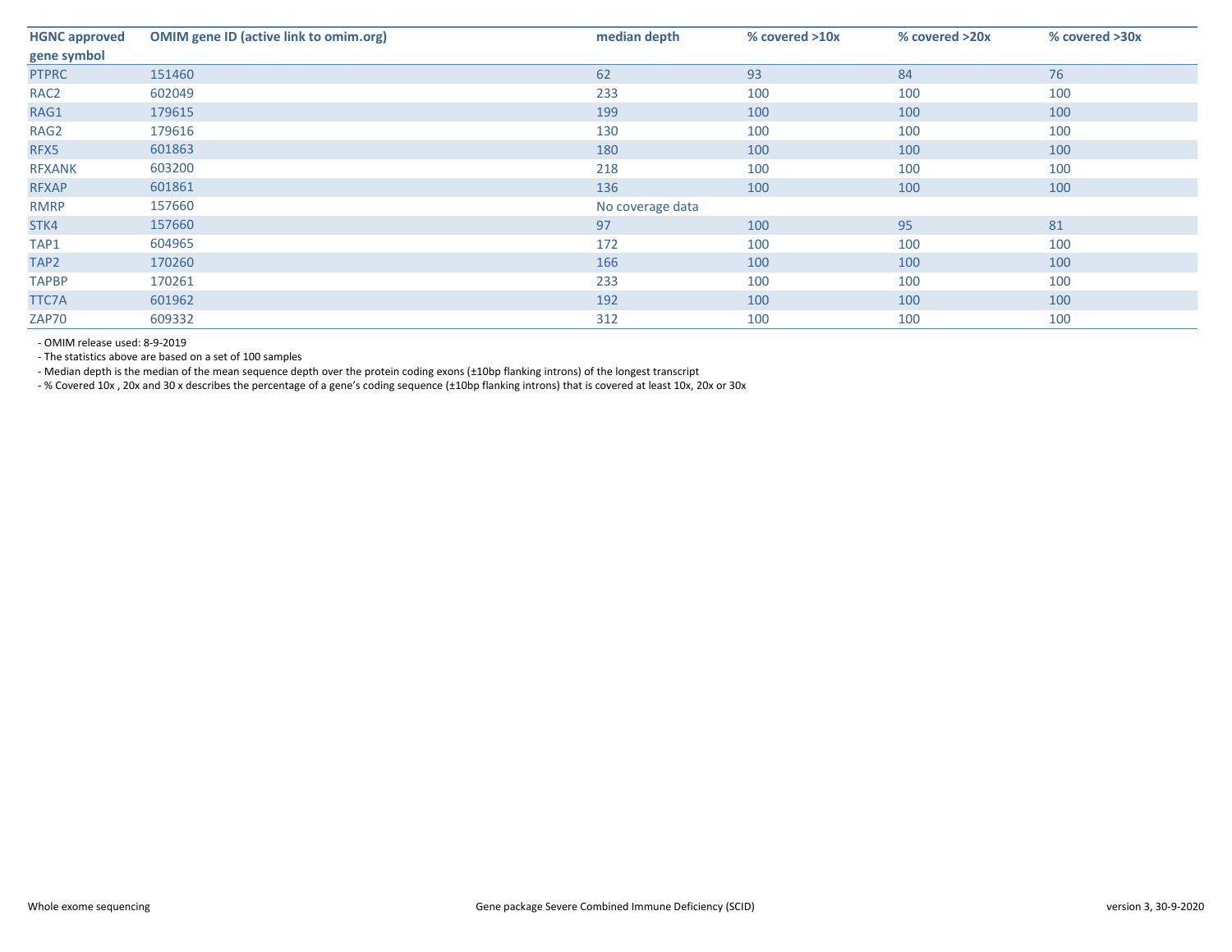| HGNC approved gene symbol | OMIM gene ID (active link to omim.org) | median depth | % covered >10x | % covered >20x | % covered >30x |
|---|---|---|---|---|---|
| PTPRC | 151460 | 62 | 93 | 84 | 76 |
| RAC2 | 602049 | 233 | 100 | 100 | 100 |
| RAG1 | 179615 | 199 | 100 | 100 | 100 |
| RAG2 | 179616 | 130 | 100 | 100 | 100 |
| RFX5 | 601863 | 180 | 100 | 100 | 100 |
| RFXANK | 603200 | 218 | 100 | 100 | 100 |
| RFXAP | 601861 | 136 | 100 | 100 | 100 |
| RMRP | 157660 | No coverage data | | | |
| STK4 | 157660 | 97 | 100 | 95 | 81 |
| TAP1 | 604965 | 172 | 100 | 100 | 100 |
| TAP2 | 170260 | 166 | 100 | 100 | 100 |
| TAPBP | 170261 | 233 | 100 | 100 | 100 |
| TTC7A | 601962 | 192 | 100 | 100 | 100 |
| ZAP70 | 609332 | 312 | 100 | 100 | 100 |

- OMIM release used: 8-9-2019
- The statistics above are based on a set of 100 samples
- Median depth is the median of the mean sequence depth over the protein coding exons (±10bp flanking introns) of the longest transcript
- % Covered 10x , 20x and 30 x describes the percentage of a gene's coding sequence (±10bp flanking introns) that is covered at least 10x, 20x or 30x